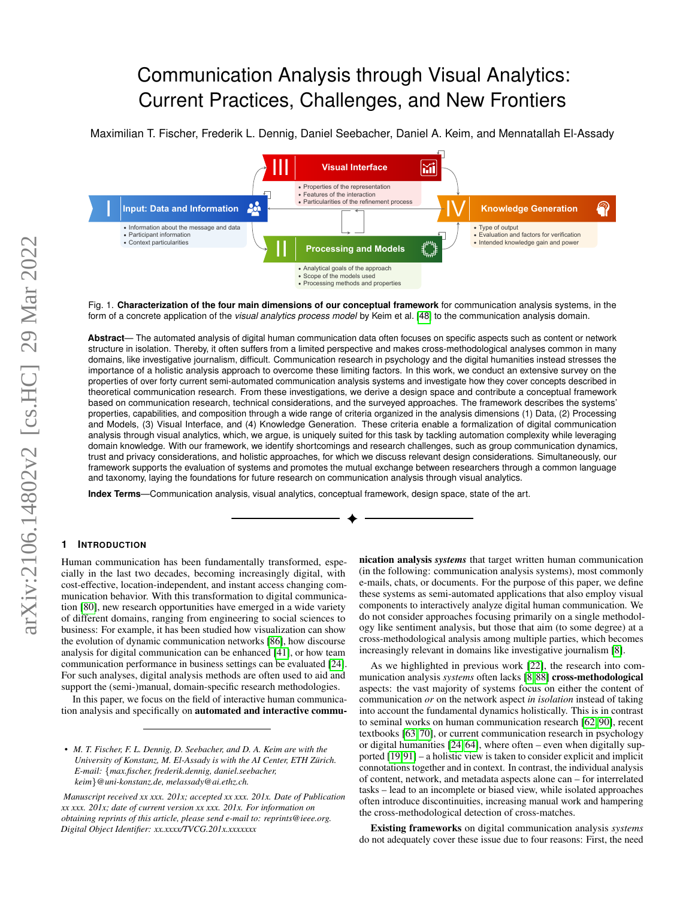# Communication Analysis through Visual Analytics: Current Practices, Challenges, and New Frontiers

Maximilian T. Fischer, Frederik L. Dennig, Daniel Seebacher, Daniel A. Keim, and Mennatallah El-Assady

**I Input: Data and Information**
- Information about the message and data
- Participant information
- Context particularities

**II Processing and Models**
- Analytical goals of the approach
- Scope of the models used
- Processing methods and properties

**III Visual Interface**
- Properties of the representation
- Features of the interaction
- Particularities of the refinement process

**IV Knowledge Generation**
- Type of output
- Evaluation and factors for verification
- Intended knowledge gain and power

Fig. 1. **Characterization of the four main dimensions of our conceptual framework** for communication analysis systems, in the form of a concrete application of the *visual analytics process model* by Keim et al. [48] to the communication analysis domain.

**Abstract**— The automated analysis of digital human communication data often focuses on specific aspects such as content or network structure in isolation. Thereby, it often suffers from a limited perspective and makes cross-methodological analyses common in many domains, like investigative journalism, difficult. Communication research in psychology and the digital humanities instead stresses the importance of a holistic analysis approach to overcome these limiting factors. In this work, we conduct an extensive survey on the properties of over forty current semi-automated communication analysis systems and investigate how they cover concepts described in theoretical communication research. From these investigations, we derive a design space and contribute a conceptual framework based on communication research, technical considerations, and the surveyed approaches. The framework describes the systems' properties, capabilities, and composition through a wide range of criteria organized in the analysis dimensions (1) Data, (2) Processing and Models, (3) Visual Interface, and (4) Knowledge Generation. These criteria enable a formalization of digital communication analysis through visual analytics, which, we argue, is uniquely suited for this task by tackling automation complexity while leveraging domain knowledge. With our framework, we identify shortcomings and research challenges, such as group communication dynamics, trust and privacy considerations, and holistic approaches, for which we discuss relevant design considerations. Simultaneously, our framework supports the evaluation of systems and promotes the mutual exchange between researchers through a common language and taxonomy, laying the foundations for future research on communication analysis through visual analytics.

**Index Terms**—Communication analysis, visual analytics, conceptual framework, design space, state of the art.

## 1 Introduction

Human communication has been fundamentally transformed, especially in the last two decades, becoming increasingly digital, with cost-effective, location-independent, and instant access changing communication behavior. With this transformation to digital communication [80], new research opportunities have emerged in a wide variety of different domains, ranging from engineering to social sciences to business: For example, it has been studied how visualization can show the evolution of dynamic communication networks [86], how discourse analysis for digital communication can be enhanced [41], or how team communication performance in business settings can be evaluated [24]. For such analyses, digital analysis methods are often used to aid and support the (semi-)manual, domain-specific research methodologies.

In this paper, we focus on the field of interactive human communication analysis and specifically on **automated and interactive communication analysis *systems*** that target written human communication (in the following: communication analysis systems), most commonly e-mails, chats, or documents. For the purpose of this paper, we define these systems as semi-automated applications that also employ visual components to interactively analyze digital human communication. We do not consider approaches focusing primarily on a single methodology like sentiment analysis, but those that aim (to some degree) at a cross-methodological analysis among multiple parties, which becomes increasingly relevant in domains like investigative journalism [8].

As we highlighted in previous work [22], the research into communication analysis *systems* often lacks [8, 88] **cross-methodological** aspects: the vast majority of systems focus on either the content of communication *or* on the network aspect *in isolation* instead of taking into account the fundamental dynamics holistically. This is in contrast to seminal works on human communication research [62, 90], recent textbooks [63, 70], or current communication research in psychology or digital humanities [24, 64], where often – even when digitally supported [19, 91] – a holistic view is taken to consider explicit and implicit connotations together and in context. In contrast, the individual analysis of content, network, and metadata aspects alone can – for interrelated tasks – lead to an incomplete or biased view, while isolated approaches often introduce discontinuities, increasing manual work and hampering the cross-methodological detection of cross-matches.

**Existing frameworks** on digital communication analysis *systems* do not adequately cover these issue due to four reasons: First, the need

---

- *M. T. Fischer, F. L. Dennig, D. Seebacher, and D. A. Keim are with the University of Konstanz, M. El-Assady is with the AI Center, ETH Zürich. E-mail: {max.fischer, frederik.dennig, daniel.seebacher, keim}@uni-konstanz.de, melassady@ai.ethz.ch.*

*Manuscript received xx xxx. 201x; accepted xx xxx. 201x. Date of Publication xx xxx. 201x; date of current version xx xxx. 201x. For information on obtaining reprints of this article, please send e-mail to: reprints@ieee.org. Digital Object Identifier: xx.xxxx/TVCG.201x.xxxxxxx*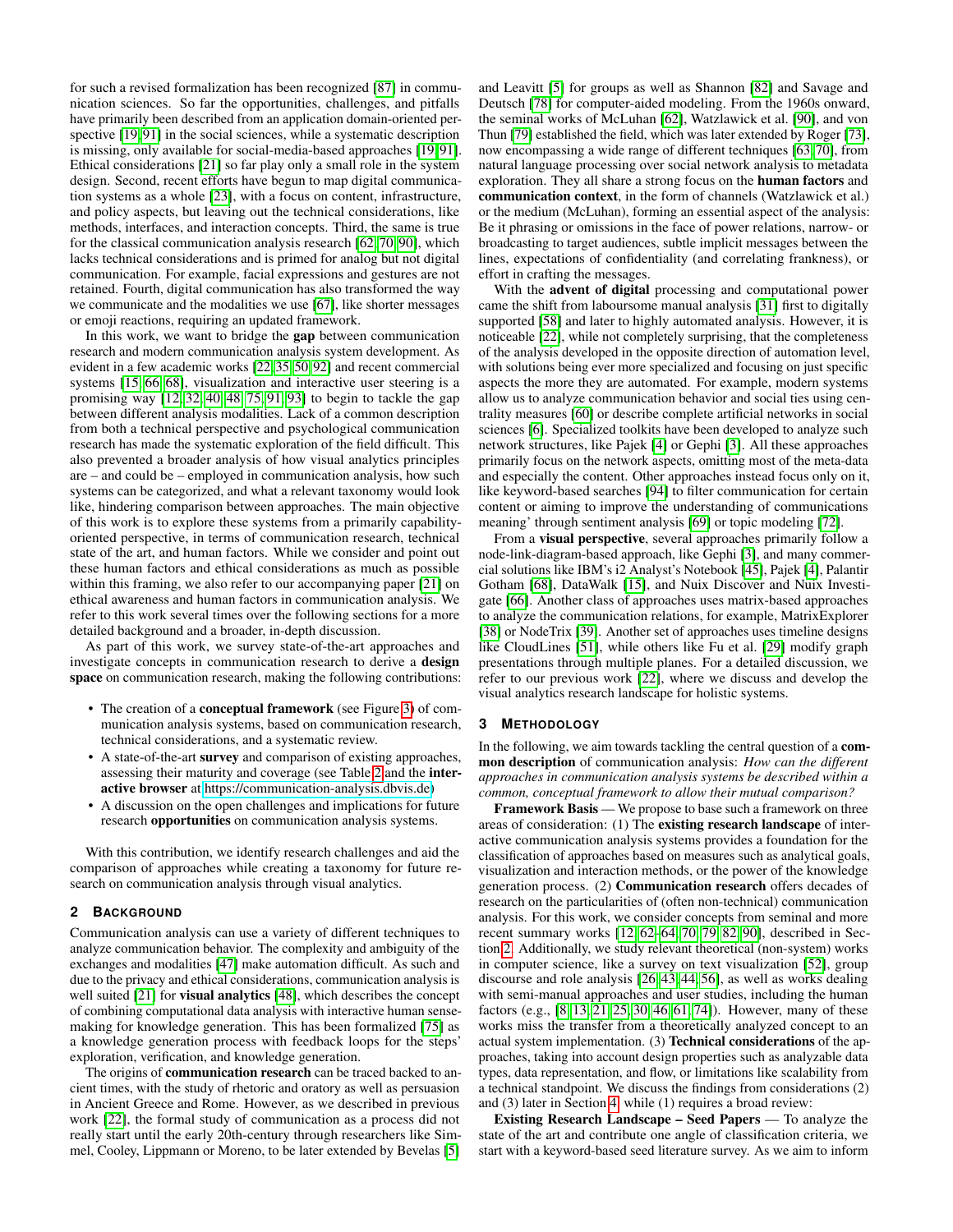for such a revised formalization has been recognized [87] in communication sciences. So far the opportunities, challenges, and pitfalls have primarily been described from an application domain-oriented perspective [19,91] in the social sciences, while a systematic description is missing, only available for social-media-based approaches [19,91]. Ethical considerations [21] so far play only a small role in the system design. Second, recent efforts have begun to map digital communication systems as a whole [23], with a focus on content, infrastructure, and policy aspects, but leaving out the technical considerations, like methods, interfaces, and interaction concepts. Third, the same is true for the classical communication analysis research [62,70,90], which lacks technical considerations and is primed for analog but not digital communication. For example, facial expressions and gestures are not retained. Fourth, digital communication has also transformed the way we communicate and the modalities we use [67], like shorter messages or emoji reactions, requiring an updated framework.

In this work, we want to bridge the **gap** between communication research and modern communication analysis system development. As evident in a few academic works [22,35,50,92] and recent commercial systems [15,66,68], visualization and interactive user steering is a promising way [12,32,40,48,75,91,93] to begin to tackle the gap between different analysis modalities. Lack of a common description from both a technical perspective and psychological communication research has made the systematic exploration of the field difficult. This also prevented a broader analysis of how visual analytics principles are – and could be – employed in communication analysis, how such systems can be categorized, and what a relevant taxonomy would look like, hindering comparison between approaches. The main objective of this work is to explore these systems from a primarily capability-oriented perspective, in terms of communication research, technical state of the art, and human factors. While we consider and point out these human factors and ethical considerations as much as possible within this framing, we also refer to our accompanying paper [21] on ethical awareness and human factors in communication analysis. We refer to this work several times over the following sections for a more detailed background and a broader, in-depth discussion.

As part of this work, we survey state-of-the-art approaches and investigate concepts in communication research to derive a **design space** on communication research, making the following contributions:

- The creation of a **conceptual framework** (see Figure 3) of communication analysis systems, based on communication research, technical considerations, and a systematic review.
- A state-of-the-art **survey** and comparison of existing approaches, assessing their maturity and coverage (see Table 2 and the **interactive browser** at https://communication-analysis.dbvis.de)
- A discussion on the open challenges and implications for future research **opportunities** on communication analysis systems.

With this contribution, we identify research challenges and aid the comparison of approaches while creating a taxonomy for future research on communication analysis through visual analytics.

## 2 Background

Communication analysis can use a variety of different techniques to analyze communication behavior. The complexity and ambiguity of the exchanges and modalities [47] make automation difficult. As such and due to the privacy and ethical considerations, communication analysis is well suited [21] for **visual analytics** [48], which describes the concept of combining computational data analysis with interactive human sensemaking for knowledge generation. This has been formalized [75] as a knowledge generation process with feedback loops for the steps' exploration, verification, and knowledge generation.

The origins of **communication research** can be traced backed to ancient times, with the study of rhetoric and oratory as well as persuasion in Ancient Greece and Rome. However, as we described in previous work [22], the formal study of communication as a process did not really start until the early 20th-century through researchers like Simmel, Cooley, Lippmann or Moreno, to be later extended by Bevelas [5] and Leavitt [5] for groups as well as Shannon [82] and Savage and Deutsch [78] for computer-aided modeling. From the 1960s onward, the seminal works of McLuhan [62], Watzlawick et al. [90], and von Thun [79] established the field, which was later extended by Roger [73], now encompassing a wide range of different techniques [63,70], from natural language processing over social network analysis to metadata exploration. They all share a strong focus on the **human factors** and **communication context**, in the form of channels (Watzlawick et al.) or the medium (McLuhan), forming an essential aspect of the analysis: Be it phrasing or omissions in the face of power relations, narrow- or broadcasting to target audiences, subtle implicit messages between the lines, expectations of confidentiality (and correlating frankness), or effort in crafting the messages.

With the **advent of digital** processing and computational power came the shift from laboursome manual analysis [31] first to digitally supported [58] and later to highly automated analysis. However, it is noticeable [22], while not completely surprising, that the completeness of the analysis developed in the opposite direction of automation level, with solutions being ever more specialized and focusing on just specific aspects the more they are automated. For example, modern systems allow us to analyze communication behavior and social ties using centrality measures [60] or describe complete artificial networks in social sciences [6]. Specialized toolkits have been developed to analyze such network structures, like Pajek [4] or Gephi [3]. All these approaches primarily focus on the network aspects, omitting most of the meta-data and especially the content. Other approaches instead focus only on it, like keyword-based searches [94] to filter communication for certain content or aiming to improve the understanding of communications meaning' through sentiment analysis [69] or topic modeling [72].

From a **visual perspective**, several approaches primarily follow a node-link-diagram-based approach, like Gephi [3], and many commercial solutions like IBM's i2 Analyst's Notebook [45], Pajek [4], Palantir Gotham [68], DataWalk [15], and Nuix Discover and Nuix Investigate [66]. Another class of approaches uses matrix-based approaches to analyze the communication relations, for example, MatrixExplorer [38] or NodeTrix [39]. Another set of approaches uses timeline designs like CloudLines [51], while others like Fu et al. [29] modify graph presentations through multiple planes. For a detailed discussion, we refer to our previous work [22], where we discuss and develop the visual analytics research landscape for holistic systems.

## 3 Methodology

In the following, we aim towards tackling the central question of a **common description** of communication analysis: *How can the different approaches in communication analysis systems be described within a common, conceptual framework to allow their mutual comparison?*

**Framework Basis** — We propose to base such a framework on three areas of consideration: (1) The **existing research landscape** of interactive communication analysis systems provides a foundation for the classification of approaches based on measures such as analytical goals, visualization and interaction methods, or the power of the knowledge generation process. (2) **Communication research** offers decades of research on the particularities of (often non-technical) communication analysis. For this work, we consider concepts from seminal and more recent summary works [12,62–64,70,79,82,90], described in Section 2. Additionally, we study relevant theoretical (non-system) works in computer science, like a survey on text visualization [52], group discourse and role analysis [26,43,44,56], as well as works dealing with semi-manual approaches and user studies, including the human factors (e.g., [8,13,21,25,30,46,61,74]). However, many of these works miss the transfer from a theoretically analyzed concept to an actual system implementation. (3) **Technical considerations** of the approaches, taking into account design properties such as analyzable data types, data representation, and flow, or limitations like scalability from a technical standpoint. We discuss the findings from considerations (2) and (3) later in Section 4, while (1) requires a broad review:

**Existing Research Landscape – Seed Papers** — To analyze the state of the art and contribute one angle of classification criteria, we start with a keyword-based seed literature survey. As we aim to inform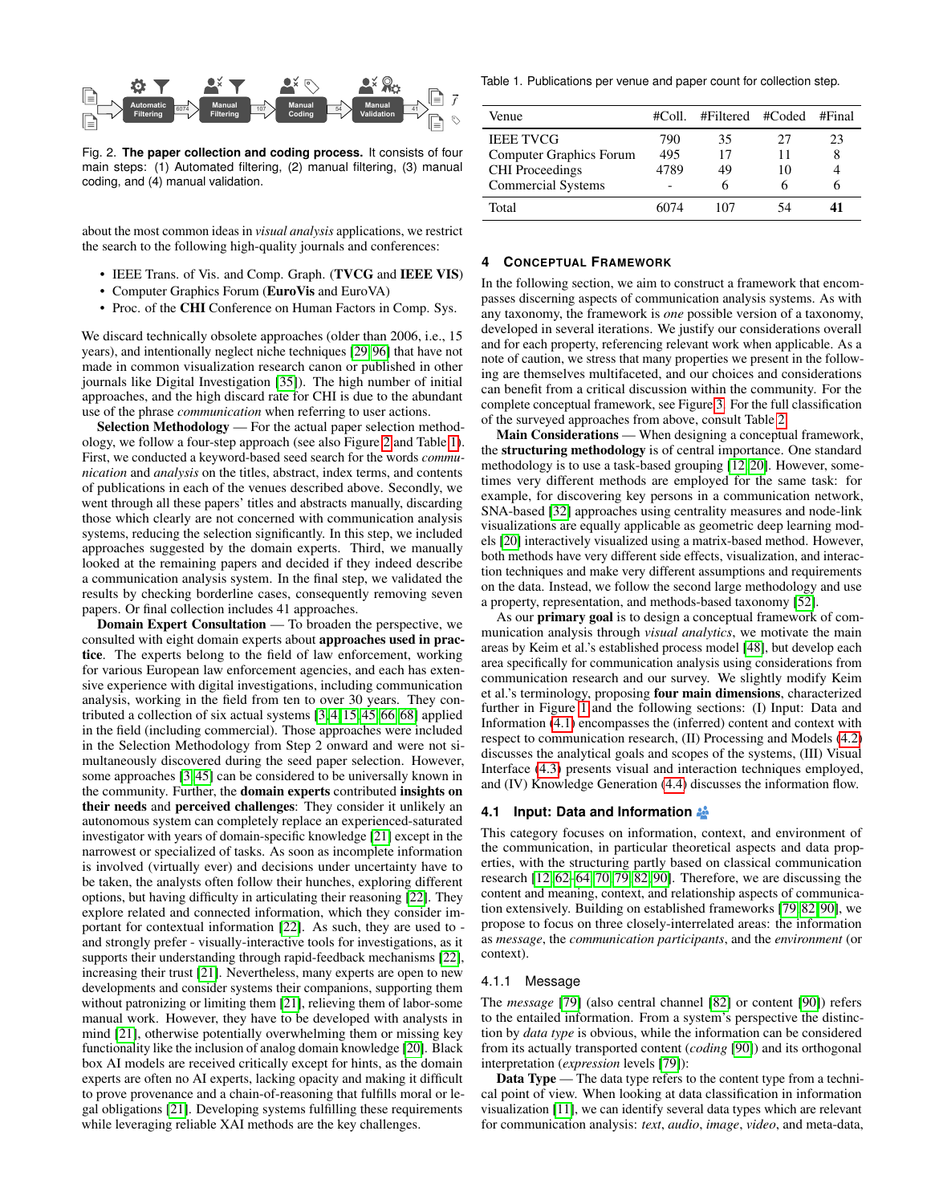Fig. 2. **The paper collection and coding process.** It consists of four main steps: (1) Automated filtering, (2) manual filtering, (3) manual coding, and (4) manual validation.

about the most common ideas in *visual analysis* applications, we restrict the search to the following high-quality journals and conferences:

- IEEE Trans. of Vis. and Comp. Graph. (**TVCG** and **IEEE VIS**)
- Computer Graphics Forum (**EuroVis** and EuroVA)
- Proc. of the **CHI** Conference on Human Factors in Comp. Sys.

We discard technically obsolete approaches (older than 2006, i.e., 15 years), and intentionally neglect niche techniques [29, 96] that have not made in common visualization research canon or published in other journals like Digital Investigation [35]). The high number of initial approaches, and the high discard rate for CHI is due to the abundant use of the phrase *communication* when referring to user actions.

**Selection Methodology** — For the actual paper selection methodology, we follow a four-step approach (see also Figure 2 and Table 1). First, we conducted a keyword-based seed search for the words *communication* and *analysis* on the titles, abstract, index terms, and contents of publications in each of the venues described above. Secondly, we went through all these papers' titles and abstracts manually, discarding those which clearly are not concerned with communication analysis systems, reducing the selection significantly. In this step, we included approaches suggested by the domain experts. Third, we manually looked at the remaining papers and decided if they indeed describe a communication analysis system. In the final step, we validated the results by checking borderline cases, consequently removing seven papers. Or final collection includes 41 approaches.

**Domain Expert Consultation** — To broaden the perspective, we consulted with eight domain experts about **approaches used in practice**. The experts belong to the field of law enforcement, working for various European law enforcement agencies, and each has extensive experience with digital investigations, including communication analysis, working in the field from ten to over 30 years. They contributed a collection of six actual systems [3, 4, 15, 45, 66, 68] applied in the field (including commercial). Those approaches were included in the Selection Methodology from Step 2 onward and were not simultaneously discovered during the seed paper selection. However, some approaches [3, 45] can be considered to be universally known in the community. Further, the **domain experts** contributed **insights on their needs** and **perceived challenges**: They consider it unlikely an autonomous system can completely replace an experienced-saturated investigator with years of domain-specific knowledge [21] except in the narrowest or specialized of tasks. As soon as incomplete information is involved (virtually ever) and decisions under uncertainty have to be taken, the analysts often follow their hunches, exploring different options, but having difficulty in articulating their reasoning [22]. They explore related and connected information, which they consider important for contextual information [22]. As such, they are used to - and strongly prefer - visually-interactive tools for investigations, as it supports their understanding through rapid-feedback mechanisms [22], increasing their trust [21]. Nevertheless, many experts are open to new developments and consider systems their companions, supporting them without patronizing or limiting them [21], relieving them of labor-some manual work. However, they have to be developed with analysts in mind [21], otherwise potentially overwhelming them or missing key functionality like the inclusion of analog domain knowledge [20]. Black box AI models are received critically except for hints, as the domain experts are often no AI experts, lacking opacity and making it difficult to prove provenance and a chain-of-reasoning that fulfills moral or legal obligations [21]. Developing systems fulfilling these requirements while leveraging reliable XAI methods are the key challenges.

Table 1. Publications per venue and paper count for collection step.

| Venue | #Coll. | #Filtered | #Coded | #Final |
|---|---|---|---|---|
| IEEE TVCG | 790 | 35 | 27 | 23 |
| Computer Graphics Forum | 495 | 17 | 11 | 8 |
| CHI Proceedings | 4789 | 49 | 10 | 4 |
| Commercial Systems | - | 6 | 6 | 6 |
| Total | 6074 | 107 | 54 | **41** |

## 4 Conceptual Framework

In the following section, we aim to construct a framework that encompasses discerning aspects of communication analysis systems. As with any taxonomy, the framework is *one* possible version of a taxonomy, developed in several iterations. We justify our considerations overall and for each property, referencing relevant work when applicable. As a note of caution, we stress that many properties we present in the following are themselves multifaceted, and our choices and considerations can benefit from a critical discussion within the community. For the complete conceptual framework, see Figure 3. For the full classification of the surveyed approaches from above, consult Table 2.

**Main Considerations** — When designing a conceptual framework, the **structuring methodology** is of central importance. One standard methodology is to use a task-based grouping [12, 20]. However, sometimes very different methods are employed for the same task: for example, for discovering key persons in a communication network, SNA-based [32] approaches using centrality measures and node-link visualizations are equally applicable as geometric deep learning models [20] interactively visualized using a matrix-based method. However, both methods have very different side effects, visualization, and interaction techniques and make very different assumptions and requirements on the data. Instead, we follow the second large methodology and use a property, representation, and methods-based taxonomy [52].

As our **primary goal** is to design a conceptual framework of communication analysis through *visual analytics*, we motivate the main areas by Keim et al.'s established process model [48], but develop each area specifically for communication analysis using considerations from communication research and our survey. We slightly modify Keim et al.'s terminology, proposing **four main dimensions**, characterized further in Figure 1 and the following sections: (I) Input: Data and Information (4.1) encompasses the (inferred) content and context with respect to communication research, (II) Processing and Models (4.2) discusses the analytical goals and scopes of the systems, (III) Visual Interface (4.3) presents visual and interaction techniques employed, and (IV) Knowledge Generation (4.4) discusses the information flow.

### 4.1 Input: Data and Information

This category focuses on information, context, and environment of the communication, in particular theoretical aspects and data properties, with the structuring partly based on classical communication research [12, 62–64, 70, 79, 82, 90]. Therefore, we are discussing the content and meaning, context, and relationship aspects of communication extensively. Building on established frameworks [79, 82, 90], we propose to focus on three closely-interrelated areas: the information as *message*, the *communication participants*, and the *environment* (or context).

#### 4.1.1 Message

The *message* [79] (also central channel [82] or content [90]) refers to the entailed information. From a system's perspective the distinction by *data type* is obvious, while the information can be considered from its actually transported content (*coding* [90]) and its orthogonal interpretation (*expression* levels [79]):

**Data Type** — The data type refers to the content type from a technical point of view. When looking at data classification in information visualization [11], we can identify several data types which are relevant for communication analysis: *text*, *audio*, *image*, *video*, and meta-data,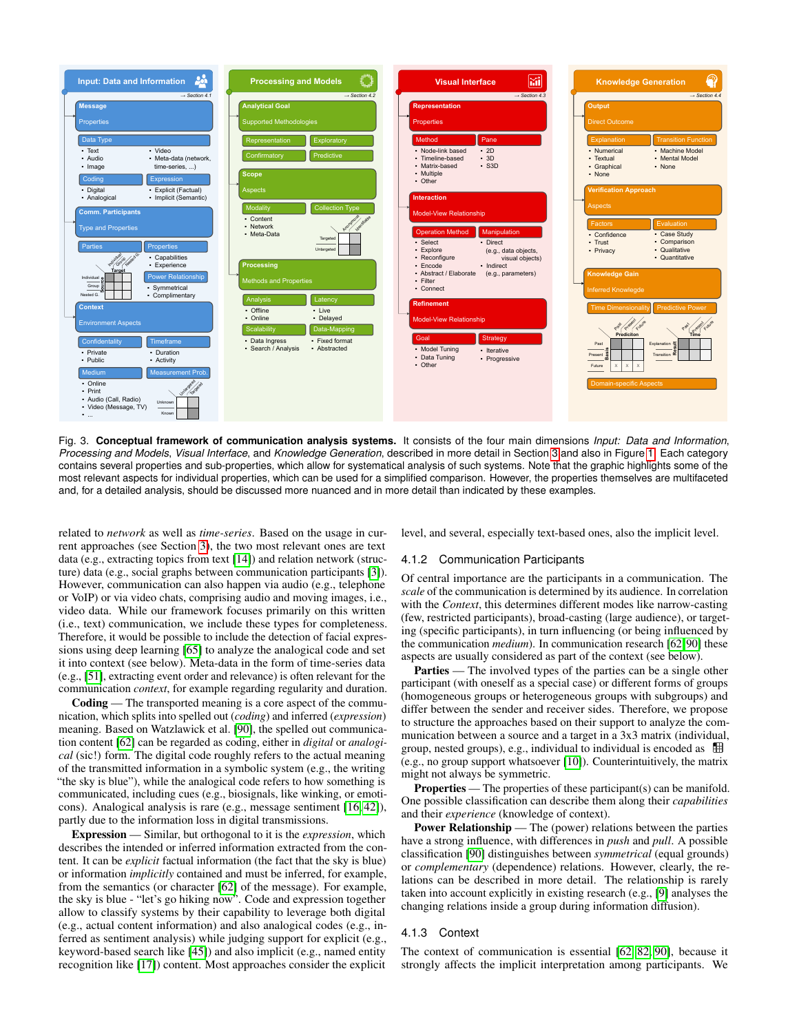Fig. 3. **Conceptual framework of communication analysis systems.** It consists of the four main dimensions *Input: Data and Information*, *Processing and Models*, *Visual Interface*, and *Knowledge Generation*, described in more detail in Section 3 and also in Figure 1. Each category contains several properties and sub-properties, which allow for systematical analysis of such systems. Note that the graphic highlights some of the most relevant aspects for individual properties, which can be used for a simplified comparison. However, the properties themselves are multifaceted and, for a detailed analysis, should be discussed more nuanced and in more detail than indicated by these examples.

related to *network* as well as *time-series*. Based on the usage in current approaches (see Section 3), the two most relevant ones are text data (e.g., extracting topics from text [14]) and relation network (structure) data (e.g., social graphs between communication participants [3]). However, communication can also happen via audio (e.g., telephone or VoIP) or via video chats, comprising audio and moving images, i.e., video data. While our framework focuses primarily on this written (i.e., text) communication, we include these types for completeness. Therefore, it would be possible to include the detection of facial expressions using deep learning [65] to analyze the analogical code and set it into context (see below). Meta-data in the form of time-series data (e.g., [51], extracting event order and relevance) is often relevant for the communication *context*, for example regarding regularity and duration.

**Coding** — The transported meaning is a core aspect of the communication, which splits into spelled out (*coding*) and inferred (*expression*) meaning. Based on Watzlawick et al. [90], the spelled out communication content [62] can be regarded as coding, either in *digital* or *analogical* (sic!) form. The digital code roughly refers to the actual meaning of the transmitted information in a symbolic system (e.g., the writing "the sky is blue"), while the analogical code refers to how something is communicated, including cues (e.g., biosignals, like winking, or emoticons). Analogical analysis is rare (e.g., message sentiment [16, 42]), partly due to the information loss in digital transmissions.

**Expression** — Similar, but orthogonal to it is the *expression*, which describes the intended or inferred information extracted from the content. It can be *explicit* factual information (the fact that the sky is blue) or information *implicitly* contained and must be inferred, for example, from the semantics (or character [62] of the message). For example, the sky is blue - "let's go hiking now". Code and expression together allow to classify systems by their capability to leverage both digital (e.g., actual content information) and also analogical codes (e.g., inferred as sentiment analysis) while judging support for explicit (e.g., keyword-based search like [45]) and also implicit (e.g., named entity recognition like [17]) content. Most approaches consider the explicit level, and several, especially text-based ones, also the implicit level.

### 4.1.2 Communication Participants

Of central importance are the participants in a communication. The *scale* of the communication is determined by its audience. In correlation with the *Context*, this determines different modes like narrow-casting (few, restricted participants), broad-casting (large audience), or targeting (specific participants), in turn influencing (or being influenced by the communication *medium*). In communication research [62, 90] these aspects are usually considered as part of the context (see below).

**Parties** — The involved types of the parties can be a single other participant (with oneself as a special case) or different forms of groups (homogeneous groups or heterogeneous groups with subgroups) and differ between the sender and receiver sides. Therefore, we propose to structure the approaches based on their support to analyze the communication between a source and a target in a 3x3 matrix (individual, group, nested groups), e.g., individual to individual is encoded as (e.g., no group support whatsoever [10]). Counterintuitively, the matrix might not always be symmetric.

**Properties** — The properties of these participant(s) can be manifold. One possible classification can describe them along their *capabilities* and their *experience* (knowledge of context).

**Power Relationship** — The (power) relations between the parties have a strong influence, with differences in *push* and *pull*. A possible classification [90] distinguishes between *symmetrical* (equal grounds) or *complementary* (dependence) relations. However, clearly, the relations can be described in more detail. The relationship is rarely taken into account explicitly in existing research (e.g., [9] analyses the changing relations inside a group during information diffusion).

### 4.1.3 Context

The context of communication is essential [62, 82, 90], because it strongly affects the implicit interpretation among participants. We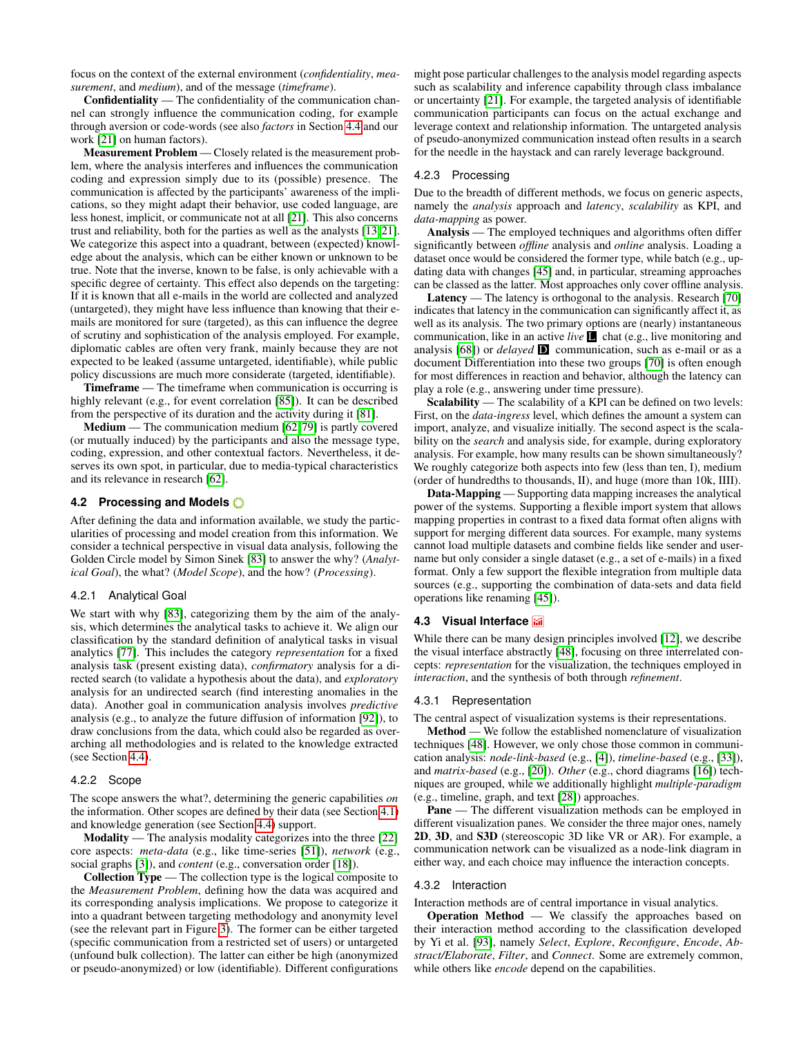focus on the context of the external environment (*confidentiality*, *measurement*, and *medium*), and of the message (*timeframe*).

**Confidentiality** — The confidentiality of the communication channel can strongly influence the communication coding, for example through aversion or code-words (see also *factors* in Section 4.4 and our work [21] on human factors).

**Measurement Problem** — Closely related is the measurement problem, where the analysis interferes and influences the communication coding and expression simply due to its (possible) presence. The communication is affected by the participants' awareness of the implications, so they might adapt their behavior, use coded language, are less honest, implicit, or communicate not at all [21]. This also concerns trust and reliability, both for the parties as well as the analysts [13, 21]. We categorize this aspect into a quadrant, between (expected) knowledge about the analysis, which can be either known or unknown to be true. Note that the inverse, known to be false, is only achievable with a specific degree of certainty. This effect also depends on the targeting: If it is known that all e-mails in the world are collected and analyzed (untargeted), they might have less influence than knowing that their e-mails are monitored for sure (targeted), as this can influence the degree of scrutiny and sophistication of the analysis employed. For example, diplomatic cables are often very frank, mainly because they are not expected to be leaked (assume untargeted, identifiable), while public policy discussions are much more considerate (targeted, identifiable).

**Timeframe** — The timeframe when communication is occurring is highly relevant (e.g., for event correlation [85]). It can be described from the perspective of its duration and the activity during it [81].

**Medium** — The communication medium [62, 79] is partly covered (or mutually induced) by the participants and also the message type, coding, expression, and other contextual factors. Nevertheless, it deserves its own spot, in particular, due to media-typical characteristics and its relevance in research [62].

### 4.2 Processing and Models

After defining the data and information available, we study the particularities of processing and model creation from this information. We consider a technical perspective in visual data analysis, following the Golden Circle model by Simon Sinek [83] to answer the why? (*Analytical Goal*), the what? (*Model Scope*), and the how? (*Processing*).

#### 4.2.1 Analytical Goal

We start with why [83], categorizing them by the aim of the analysis, which determines the analytical tasks to achieve it. We align our classification by the standard definition of analytical tasks in visual analytics [77]. This includes the category *representation* for a fixed analysis task (present existing data), *confirmatory* analysis for a directed search (to validate a hypothesis about the data), and *exploratory* analysis for an undirected search (find interesting anomalies in the data). Another goal in communication analysis involves *predictive* analysis (e.g., to analyze the future diffusion of information [92]), to draw conclusions from the data, which could also be regarded as overarching all methodologies and is related to the knowledge extracted (see Section 4.4).

#### 4.2.2 Scope

The scope answers the what?, determining the generic capabilities *on* the information. Other scopes are defined by their data (see Section 4.1) and knowledge generation (see Section 4.4) support.

**Modality** — The analysis modality categorizes into the three [22] core aspects: *meta-data* (e.g., like time-series [51]), *network* (e.g., social graphs [3]), and *content* (e.g., conversation order [18]).

**Collection Type** — The collection type is the logical composite to the *Measurement Problem*, defining how the data was acquired and its corresponding analysis implications. We propose to categorize it into a quadrant between targeting methodology and anonymity level (see the relevant part in Figure 3). The former can be either targeted (specific communication from a restricted set of users) or untargeted (unfound bulk collection). The latter can either be high (anonymized or pseudo-anonymized) or low (identifiable). Different configurations might pose particular challenges to the analysis model regarding aspects such as scalability and inference capability through class imbalance or uncertainty [21]. For example, the targeted analysis of identifiable communication participants can focus on the actual exchange and leverage context and relationship information. The untargeted analysis of pseudo-anonymized communication instead often results in a search for the needle in the haystack and can rarely leverage background.

#### 4.2.3 Processing

Due to the breadth of different methods, we focus on generic aspects, namely the *analysis* approach and *latency*, *scalability* as KPI, and *data-mapping* as power.

**Analysis** — The employed techniques and algorithms often differ significantly between *offline* analysis and *online* analysis. Loading a dataset once would be considered the former type, while batch (e.g., updating data with changes [45] and, in particular, streaming approaches can be classed as the latter. Most approaches only cover offline analysis.

**Latency** — The latency is orthogonal to the analysis. Research [70] indicates that latency in the communication can significantly affect it, as well as its analysis. The two primary options are (nearly) instantaneous communication, like in an active *live* L chat (e.g., live monitoring and analysis [68]) or *delayed* D communication, such as e-mail or as a document Differentiation into these two groups [70] is often enough for most differences in reaction and behavior, although the latency can play a role (e.g., answering under time pressure).

**Scalability** — The scalability of a KPI can be defined on two levels: First, on the *data-ingress* level, which defines the amount a system can import, analyze, and visualize initially. The second aspect is the scalability on the *search* and analysis side, for example, during exploratory analysis. For example, how many results can be shown simultaneously? We roughly categorize both aspects into few (less than ten, I), medium (order of hundredths to thousands, II), and huge (more than 10k, IIII).

**Data-Mapping** — Supporting data mapping increases the analytical power of the systems. Supporting a flexible import system that allows mapping properties in contrast to a fixed data format often aligns with support for merging different data sources. For example, many systems cannot load multiple datasets and combine fields like sender and username but only consider a single dataset (e.g., a set of e-mails) in a fixed format. Only a few support the flexible integration from multiple data sources (e.g., supporting the combination of data-sets and data field operations like renaming [45]).

### 4.3 Visual Interface

While there can be many design principles involved [12], we describe the visual interface abstractly [48], focusing on three interrelated concepts: *representation* for the visualization, the techniques employed in *interaction*, and the synthesis of both through *refinement*.

#### 4.3.1 Representation

The central aspect of visualization systems is their representations.

**Method** — We follow the established nomenclature of visualization techniques [48]. However, we only chose those common in communication analysis: *node-link-based* (e.g., [4]), *timeline-based* (e.g., [33]), and *matrix-based* (e.g., [20]). *Other* (e.g., chord diagrams [16]) techniques are grouped, while we additionally highlight *multiple-paradigm* (e.g., timeline, graph, and text [28]) approaches.

**Pane** — The different visualization methods can be employed in different visualization panes. We consider the three major ones, namely **2D**, **3D**, and **S3D** (stereoscopic 3D like VR or AR). For example, a communication network can be visualized as a node-link diagram in either way, and each choice may influence the interaction concepts.

#### 4.3.2 Interaction

Interaction methods are of central importance in visual analytics.

**Operation Method** — We classify the approaches based on their interaction method according to the classification developed by Yi et al. [93], namely *Select*, *Explore*, *Reconfigure*, *Encode*, *Abstract/Elaborate*, *Filter*, and *Connect*. Some are extremely common, while others like *encode* depend on the capabilities.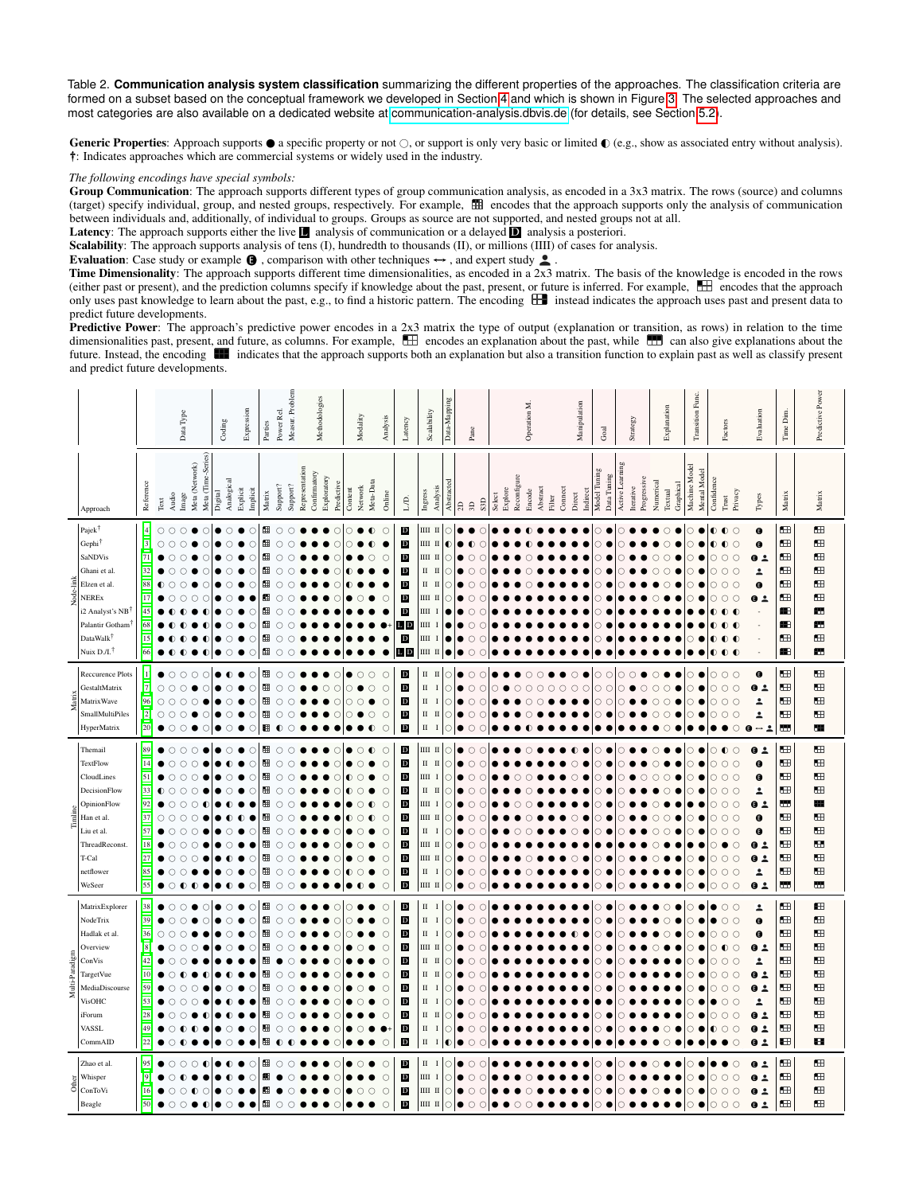Table 2. **Communication analysis system classification** summarizing the different properties of the approaches. The classification criteria are formed on a subset based on the conceptual framework we developed in Section 4 and which is shown in Figure 3. The selected approaches and most categories are also available on a dedicated website at communication-analysis.dbvis.de (for details, see Section 5.2).

**Generic Properties**: Approach supports ● a specific property or not ○, or support is only very basic or limited ◐ (e.g., show as associated entry without analysis). **†**: Indicates approaches which are commercial systems or widely used in the industry.

*The following encodings have special symbols:*

**Group Communication**: The approach supports different types of group communication analysis, as encoded in a 3x3 matrix. The rows (source) and columns (target) specify individual, group, and nested groups, respectively. For example, ⊞ encodes that the approach supports only the analysis of communication between individuals and, additionally, of individual to groups. Groups as source are not supported, and nested groups not at all.

**Latency**: The approach supports either the live **L** analysis of communication or a delayed **D** analysis a posteriori.

**Scalability**: The approach supports analysis of tens (I), hundredth to thousands (II), or millions (IIII) of cases for analysis.

**Evaluation**: Case study or example **E**, comparison with other techniques ↔, and expert study 👤.

**Time Dimensionality**: The approach supports different time dimensionalities, as encoded in a 2x3 matrix. The basis of the knowledge is encoded in the rows (either past or present), and the prediction columns specify if knowledge about the past, present, or future is inferred. For example, ⊞ encodes that the approach only uses past knowledge to learn about the past, e.g., to find a historic pattern. The encoding ⊞ instead indicates the approach uses past and present data to predict future developments.

**Predictive Power**: The approach's predictive power encodes in a 2x3 matrix the type of output (explanation or transition, as rows) in relation to the time dimensionalities past, present, and future, as columns. For example, ⊞ encodes an explanation about the past, while ⊞ can also give explanations about the future. Instead, the encoding ■ indicates that the approach supports both an explanation but also a transition function to explain past as well as classify present and predict future developments.

Column categories (left to right): Data Type (Text, Audio, Image, Meta (Network), Meta (Time-Series)); Coding (Digital, Analogical); Expression (Explicit, Implicit); Parties (Matrix); Power Rel. (Support?); Measur. Problem (Support?); Methodologies (Representation, Confirmatory, Exploratory, Predictive); Modality (Content, Network, Meta-Data); Analysis (Online); Latency (L/D); Scalability (Ingress, Analysis); Data-Mapping (Abstracted); Pane (2D, 3D, S3D); Operation M. (Select, Explore, Reconfigure, Encode, Abstract, Filter, Connect); Manipulation (Direct, Indirect); Goal (Model Tuning, Data Tuning); Strategy (Active Learning, Iterative, Progressive); Explanation (Numerical, Textual, Graphical); Transition Func. (Machine Model, Mental Model); Factors (Confidence, Trust, Privacy); Evaluation (Types); Time Dim. (Matrix); Predictive Power (Matrix).

| Group | Approach | Reference | L/D | Scalability (Ingress, Analysis) | Evaluation Types |
|---|---|---|---|---|---|
| Node-link | Pajek† | 4 | D | IIII II | E |
| | Gephi† | 3 | D | IIII II | E |
| | SaNDVis | 71 | D | IIII II | E 👤 |
| | Ghani et al. | 32 | D | II II | 👤 |
| | Elzen et al. | 88 | D | II II | E |
| | NEREx | 17 | D | IIII II | E 👤 |
| | i2 Analyst's NB† | 45 | D | IIII I | - |
| | Palantir Gotham† | 68 | L D | IIII I | - |
| | DataWalk† | 15 | D | IIII I | - |
| | Nuix D./I.† | 66 | L D | IIII II | - |
| Matrix | Reccurence Plots | 1 | D | II II | E |
| | GestaltMatrix | 7 | D | II I | E 👤 |
| | MatrixWave | 96 | D | II I | 👤 |
| | SmallMultiPiles | 2 | D | II II | 👤 |
| | HyperMatrix | 20 | D | II I | E ↔ 👤 |
| Timeline | Themail | 89 | D | IIII II | E 👤 |
| | TextFlow | 14 | D | II II | E |
| | CloudLines | 51 | D | IIII I | E |
| | DecisionFlow | 33 | D | II II | 👤 |
| | OpinionFlow | 92 | D | IIII I | E 👤 |
| | Han et al. | 37 | D | IIII II | E |
| | Liu et al. | 57 | D | II I | E |
| | ThreadReconst. | 18 | D | IIII II | E 👤 |
| | T-Cal | 27 | D | IIII II | E 👤 |
| | netflower | 85 | D | II I | 👤 |
| | WeSeer | 55 | D | IIII II | E 👤 |
| Multi-Paradigm | MatrixExplorer | 38 | D | II I | 👤 |
| | NodeTrix | 39 | D | II I | E |
| | Hadlak et al. | 36 | D | II I | E |
| | Overview | 8 | D | IIII II | E 👤 |
| | ConVis | 42 | D | II II | 👤 |
| | TargetVue | 10 | D | II II | E 👤 |
| | MediaDiscourse | 59 | D | II I | E 👤 |
| | VisOHC | 53 | D | II I | 👤 |
| | iForum | 28 | D | II II | E 👤 |
| | VASSL | 49 | D | II I | E 👤 |
| | CommAID | 22 | D | II I | E 👤 |
| Other | Zhao et al. | 95 | D | II I | E 👤 |
| | Whisper | 9 | D | IIII I | E 👤 |
| | ConToVi | 16 | D | IIII II | E 👤 |
| | Beagle | 50 | D | IIII II | E 👤 |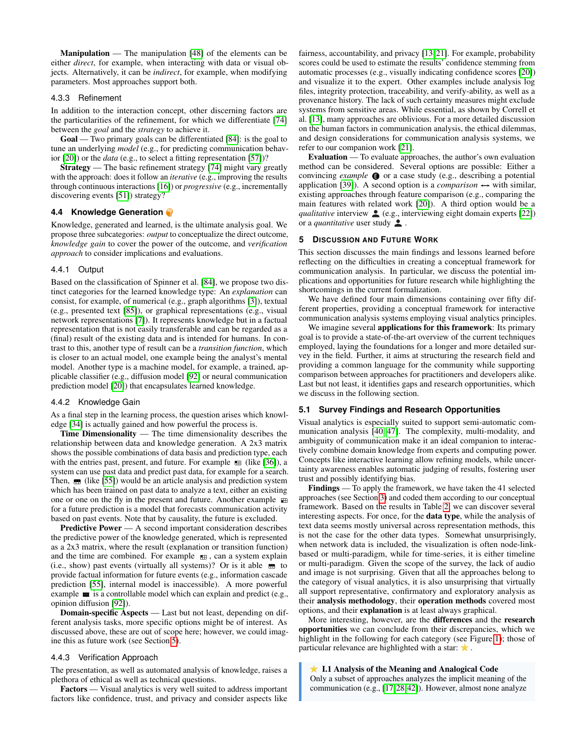**Manipulation** — The manipulation [48] of the elements can be either *direct*, for example, when interacting with data or visual objects. Alternatively, it can be *indirect*, for example, when modifying parameters. Most approaches support both.

#### 4.3.3 Refinement

In addition to the interaction concept, other discerning factors are the particularities of the refinement, for which we differentiate [74] between the *goal* and the *strategy* to achieve it.

**Goal** — Two primary goals can be differentiated [84]: is the goal to tune an underlying *model* (e.g., for predicting communication behavior [20]) or the *data* (e.g., to select a fitting representation [57])?

**Strategy** — The basic refinement strategy [74] might vary greatly with the approach: does it follow an *iterative* (e.g., improving the results through continuous interactions [16]) or *progressive* (e.g., incrementally discovering events [51]) strategy?

### 4.4 Knowledge Generation

Knowledge, generated and learned, is the ultimate analysis goal. We propose three subcategories: *output* to conceptualize the direct outcome, *knowledge gain* to cover the power of the outcome, and *verification approach* to consider implications and evaluations.

#### 4.4.1 Output

Based on the classification of Spinner et al. [84], we propose two distinct categories for the learned knowledge type: An *explanation* can consist, for example, of numerical (e.g., graph algorithms [3]), textual (e.g., presented text [85]), or graphical representations (e.g., visual network representations [7]). It represents knowledge but in a factual representation that is not easily transferable and can be regarded as a (final) result of the existing data and is intended for humans. In contrast to this, another type of result can be a *transition function*, which is closer to an actual model, one example being the analyst's mental model. Another type is a machine model, for example, a trained, applicable classifier (e.g., diffusion model [92] or neural communication prediction model [20]) that encapsulates learned knowledge.

#### 4.4.2 Knowledge Gain

As a final step in the learning process, the question arises which knowledge [34] is actually gained and how powerful the process is.

**Time Dimensionality** — The time dimensionality describes the relationship between data and knowledge generation. A 2x3 matrix shows the possible combinations of data basis and prediction type, each with the entries past, present, and future. For example (like [36]), a system can use past data and predict past data, for example for a search. Then, (like [55]) would be an article analysis and prediction system which has been trained on past data to analyze a text, either an existing one or one on the fly in the present and future. Another example for a future prediction is a model that forecasts communication activity based on past events. Note that by causality, the future is excluded.

**Predictive Power** — A second important consideration describes the predictive power of the knowledge generated, which is represented as a 2x3 matrix, where the result (explanation or transition function) and the time are combined. For example, can a system explain (i.e., show) past events (virtually all systems)? Or is it able to provide factual information for future events (e.g., information cascade prediction [55], internal model is inaccessible). A more powerful example is a controllable model which can explain and predict (e.g., opinion diffusion [92]).

**Domain-specific Aspects** — Last but not least, depending on different analysis tasks, more specific options might be of interest. As discussed above, these are out of scope here; however, we could imagine this as future work (see Section 5).

#### 4.4.3 Verification Approach

The presentation, as well as automated analysis of knowledge, raises a plethora of ethical as well as technical questions.

**Factors** — Visual analytics is very well suited to address important factors like confidence, trust, and privacy and consider aspects like fairness, accountability, and privacy [13, 21]. For example, probability scores could be used to estimate the results' confidence stemming from automatic processes (e.g., visually indicating confidence scores [20]) and visualize it to the expert. Other examples include analysis log files, integrity protection, traceability, and verify-ability, as well as a provenance history. The lack of such certainty measures might exclude systems from sensitive areas. While essential, as shown by Correll et al. [13], many approaches are oblivious. For a more detailed discussion on the human factors in communication analysis, the ethical dilemmas, and design considerations for communication analysis systems, we refer to our companion work [21].

**Evaluation** — To evaluate approaches, the author's own evaluation method can be considered. Several options are possible: Either a convincing *example* or a case study (e.g., describing a potential application [39]). A second option is a *comparison* ⟷ with similar, existing approaches through feature comparison (e.g., comparing the main features with related work [20]). A third option would be a *qualitative* interview (e.g., interviewing eight domain experts [22]) or a *quantitative* user study.

## 5 Discussion and Future Work

This section discusses the main findings and lessons learned before reflecting on the difficulties in creating a conceptual framework for communication analysis. In particular, we discuss the potential implications and opportunities for future research while highlighting the shortcomings in the current formalization.

We have defined four main dimensions containing over fifty different properties, providing a conceptual framework for interactive communication analysis systems employing visual analytics principles.

We imagine several **applications for this framework**: Its primary goal is to provide a state-of-the-art overview of the current techniques employed, laying the foundations for a longer and more detailed survey in the field. Further, it aims at structuring the research field and providing a common language for the community while supporting comparison between approaches for practitioners and developers alike. Last but not least, it identifies gaps and research opportunities, which we discuss in the following section.

### 5.1 Survey Findings and Research Opportunities

Visual analytics is especially suited to support semi-automatic communication analysis [40, 47]. The complexity, multi-modality, and ambiguity of communication make it an ideal companion to interactively combine domain knowledge from experts and computing power. Concepts like interactive learning allow refining models, while uncertainty awareness enables automatic judging of results, fostering user trust and possibly identifying bias.

**Findings** — To apply the framework, we have taken the 41 selected approaches (see Section 3) and coded them according to our conceptual framework. Based on the results in Table 2, we can discover several interesting aspects. For once, for the **data type**, while the analysis of text data seems mostly universal across representation methods, this is not the case for the other data types. Somewhat unsurprisingly, when network data is included, the visualization is often node-link-based or multi-paradigm, while for time-series, it is either timeline or multi-paradigm. Given the scope of the survey, the lack of audio and image is not surprising. Given that all the approaches belong to the category of visual analytics, it is also unsurprising that virtually all support representative, confirmatory and exploratory analysis as their **analysis methodology**, their **operation methods** covered most options, and their **explanation** is at least always graphical.

More interesting, however, are the **differences** and the **research opportunities** we can conclude from their discrepancies, which we highlight in the following for each category (see Figure 1); those of particular relevance are highlighted with a star: ★.

> ★ **I.1 Analysis of the Meaning and Analogical Code**
> Only a subset of approaches analyzes the implicit meaning of the communication (e.g., [17, 28, 42]). However, almost none analyze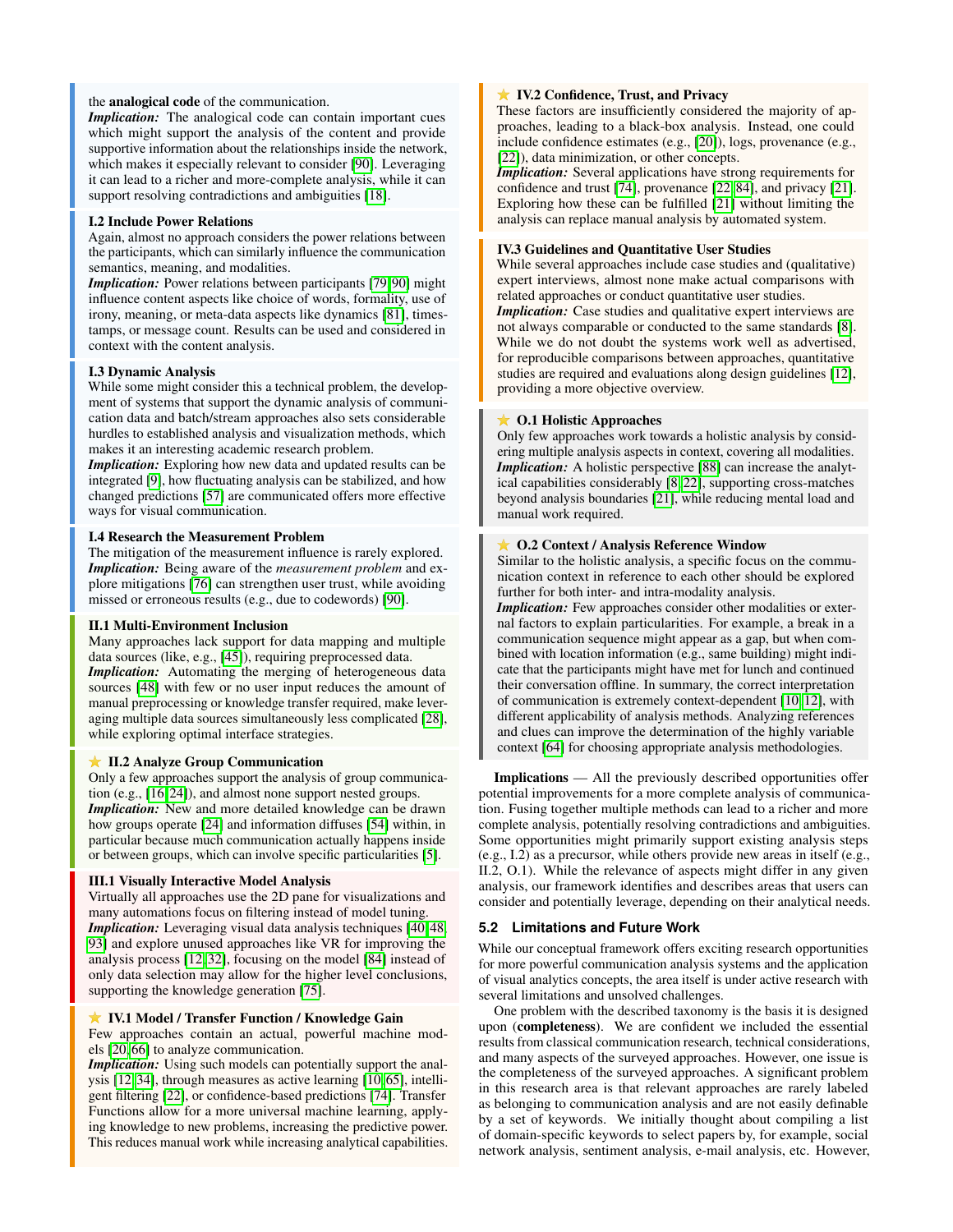the **analogical code** of the communication.
*Implication:* The analogical code can contain important cues which might support the analysis of the content and provide supportive information about the relationships inside the network, which makes it especially relevant to consider [90]. Leveraging it can lead to a richer and more-complete analysis, while it can support resolving contradictions and ambiguities [18].

**I.2 Include Power Relations**
Again, almost no approach considers the power relations between the participants, which can similarly influence the communication semantics, meaning, and modalities.
*Implication:* Power relations between participants [79,90] might influence content aspects like choice of words, formality, use of irony, meaning, or meta-data aspects like dynamics [81], timestamps, or message count. Results can be used and considered in context with the content analysis.

**I.3 Dynamic Analysis**
While some might consider this a technical problem, the development of systems that support the dynamic analysis of communication data and batch/stream approaches also sets considerable hurdles to established analysis and visualization methods, which makes it an interesting academic research problem.
*Implication:* Exploring how new data and updated results can be integrated [9], how fluctuating analysis can be stabilized, and how changed predictions [57] are communicated offers more effective ways for visual communication.

**I.4 Research the Measurement Problem**
The mitigation of the measurement influence is rarely explored.
*Implication:* Being aware of the *measurement problem* and explore mitigations [76] can strengthen user trust, while avoiding missed or erroneous results (e.g., due to codewords) [90].

**II.1 Multi-Environment Inclusion**
Many approaches lack support for data mapping and multiple data sources (like, e.g., [45]), requiring preprocessed data.
*Implication:* Automating the merging of heterogeneous data sources [48] with few or no user input reduces the amount of manual preprocessing or knowledge transfer required, make leveraging multiple data sources simultaneously less complicated [28], while exploring optimal interface strategies.

**★ II.2 Analyze Group Communication**
Only a few approaches support the analysis of group communication (e.g., [16,24]), and almost none support nested groups.
*Implication:* New and more detailed knowledge can be drawn how groups operate [24] and information diffuses [54] within, in particular because much communication actually happens inside or between groups, which can involve specific particularities [5].

**III.1 Visually Interactive Model Analysis**
Virtually all approaches use the 2D pane for visualizations and many automations focus on filtering instead of model tuning.
*Implication:* Leveraging visual data analysis techniques [40,48,93] and explore unused approaches like VR for improving the analysis process [12,32], focusing on the model [84] instead of only data selection may allow for the higher level conclusions, supporting the knowledge generation [75].

**★ IV.1 Model / Transfer Function / Knowledge Gain**
Few approaches contain an actual, powerful machine models [20,66] to analyze communication.
*Implication:* Using such models can potentially support the analysis [12,34], through measures as active learning [10,65], intelligent filtering [22], or confidence-based predictions [74]. Transfer Functions allow for a more universal machine learning, applying knowledge to new problems, increasing the predictive power. This reduces manual work while increasing analytical capabilities.

**★ IV.2 Confidence, Trust, and Privacy**
These factors are insufficiently considered the majority of approaches, leading to a black-box analysis. Instead, one could include confidence estimates (e.g., [20]), logs, provenance (e.g., [22]), data minimization, or other concepts.
*Implication:* Several applications have strong requirements for confidence and trust [74], provenance [22,84], and privacy [21]. Exploring how these can be fulfilled [21] without limiting the analysis can replace manual analysis by automated system.

**IV.3 Guidelines and Quantitative User Studies**
While several approaches include case studies and (qualitative) expert interviews, almost none make actual comparisons with related approaches or conduct quantitative user studies.
*Implication:* Case studies and qualitative expert interviews are not always comparable or conducted to the same standards [8]. While we do not doubt the systems work well as advertised, for reproducible comparisons between approaches, quantitative studies are required and evaluations along design guidelines [12], providing a more objective overview.

**★ O.1 Holistic Approaches**
Only few approaches work towards a holistic analysis by considering multiple analysis aspects in context, covering all modalities.
*Implication:* A holistic perspective [88] can increase the analytical capabilities considerably [8,22], supporting cross-matches beyond analysis boundaries [21], while reducing mental load and manual work required.

**★ O.2 Context / Analysis Reference Window**
Similar to the holistic analysis, a specific focus on the communication context in reference to each other should be explored further for both inter- and intra-modality analysis.
*Implication:* Few approaches consider other modalities or external factors to explain particularities. For example, a break in a communication sequence might appear as a gap, but when combined with location information (e.g., same building) might indicate that the participants might have met for lunch and continued their conversation offline. In summary, the correct interpretation of communication is extremely context-dependent [10,12], with different applicability of analysis methods. Analyzing references and clues can improve the determination of the highly variable context [64] for choosing appropriate analysis methodologies.

**Implications** — All the previously described opportunities offer potential improvements for a more complete analysis of communication. Fusing together multiple methods can lead to a richer and more complete analysis, potentially resolving contradictions and ambiguities. Some opportunities might primarily support existing analysis steps (e.g., I.2) as a precursor, while others provide new areas in itself (e.g., II.2, O.1). While the relevance of aspects might differ in any given analysis, our framework identifies and describes areas that users can consider and potentially leverage, depending on their analytical needs.

### 5.2 Limitations and Future Work

While our conceptual framework offers exciting research opportunities for more powerful communication analysis systems and the application of visual analytics concepts, the area itself is under active research with several limitations and unsolved challenges.

One problem with the described taxonomy is the basis it is designed upon (**completeness**). We are confident we included the essential results from classical communication research, technical considerations, and many aspects of the surveyed approaches. However, one issue is the completeness of the surveyed approaches. A significant problem in this research area is that relevant approaches are rarely labeled as belonging to communication analysis and are not easily definable by a set of keywords. We initially thought about compiling a list of domain-specific keywords to select papers by, for example, social network analysis, sentiment analysis, e-mail analysis, etc. However,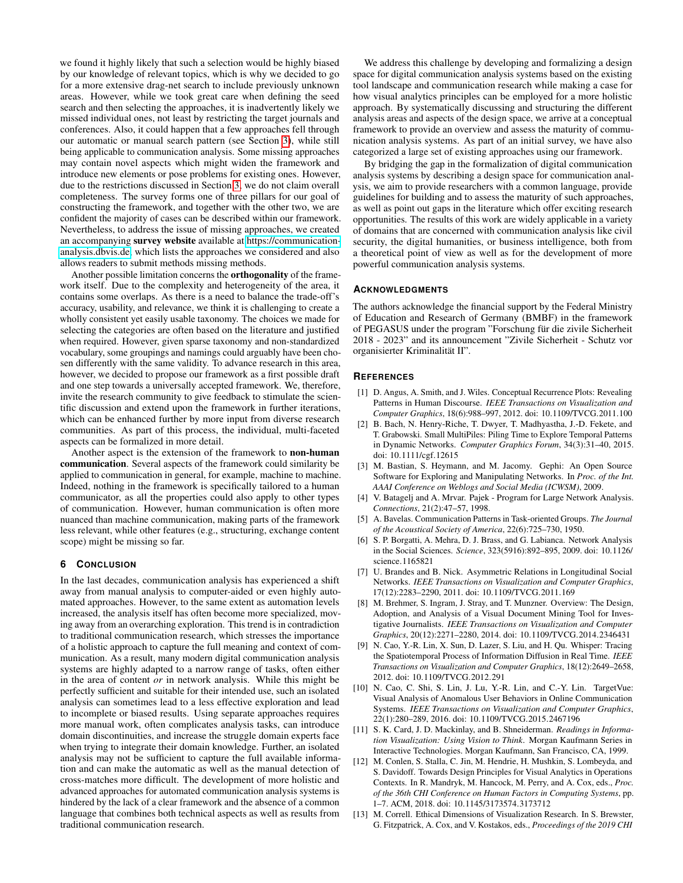we found it highly likely that such a selection would be highly biased by our knowledge of relevant topics, which is why we decided to go for a more extensive drag-net search to include previously unknown areas. However, while we took great care when defining the seed search and then selecting the approaches, it is inadvertently likely we missed individual ones, not least by restricting the target journals and conferences. Also, it could happen that a few approaches fell through our automatic or manual search pattern (see Section 3), while still being applicable to communication analysis. Some missing approaches may contain novel aspects which might widen the framework and introduce new elements or pose problems for existing ones. However, due to the restrictions discussed in Section 3, we do not claim overall completeness. The survey forms one of three pillars for our goal of constructing the framework, and together with the other two, we are confident the majority of cases can be described within our framework. Nevertheless, to address the issue of missing approaches, we created an accompanying **survey website** available at https://communication-analysis.dbvis.de, which lists the approaches we considered and also allows readers to submit methods missing methods.

Another possible limitation concerns the **orthogonality** of the framework itself. Due to the complexity and heterogeneity of the area, it contains some overlaps. As there is a need to balance the trade-off's accuracy, usability, and relevance, we think it is challenging to create a wholly consistent yet easily usable taxonomy. The choices we made for selecting the categories are often based on the literature and justified when required. However, given sparse taxonomy and non-standardized vocabulary, some groupings and namings could arguably have been chosen differently with the same validity. To advance research in this area, however, we decided to propose our framework as a first possible draft and one step towards a universally accepted framework. We, therefore, invite the research community to give feedback to stimulate the scientific discussion and extend upon the framework in further iterations, which can be enhanced further by more input from diverse research communities. As part of this process, the individual, multi-faceted aspects can be formalized in more detail.

Another aspect is the extension of the framework to **non-human communication**. Several aspects of the framework could similarity be applied to communication in general, for example, machine to machine. Indeed, nothing in the framework is specifically tailored to a human communicator, as all the properties could also apply to other types of communication. However, human communication is often more nuanced than machine communication, making parts of the framework less relevant, while other features (e.g., structuring, exchange content scope) might be missing so far.

## 6 Conclusion

In the last decades, communication analysis has experienced a shift away from manual analysis to computer-aided or even highly automated approaches. However, to the same extent as automation levels increased, the analysis itself has often become more specialized, moving away from an overarching exploration. This trend is in contradiction to traditional communication research, which stresses the importance of a holistic approach to capture the full meaning and context of communication. As a result, many modern digital communication analysis systems are highly adapted to a narrow range of tasks, often either in the area of content *or* in network analysis. While this might be perfectly sufficient and suitable for their intended use, such an isolated analysis can sometimes lead to a less effective exploration and lead to incomplete or biased results. Using separate approaches requires more manual work, often complicates analysis tasks, can introduce domain discontinuities, and increase the struggle domain experts face when trying to integrate their domain knowledge. Further, an isolated analysis may not be sufficient to capture the full available information and can make the automatic as well as the manual detection of cross-matches more difficult. The development of more holistic and advanced approaches for automated communication analysis systems is hindered by the lack of a clear framework and the absence of a common language that combines both technical aspects as well as results from traditional communication research.

We address this challenge by developing and formalizing a design space for digital communication analysis systems based on the existing tool landscape and communication research while making a case for how visual analytics principles can be employed for a more holistic approach. By systematically discussing and structuring the different analysis areas and aspects of the design space, we arrive at a conceptual framework to provide an overview and assess the maturity of communication analysis systems. As part of an initial survey, we have also categorized a large set of existing approaches using our framework.

By bridging the gap in the formalization of digital communication analysis systems by describing a design space for communication analysis, we aim to provide researchers with a common language, provide guidelines for building and to assess the maturity of such approaches, as well as point out gaps in the literature which offer exciting research opportunities. The results of this work are widely applicable in a variety of domains that are concerned with communication analysis like civil security, the digital humanities, or business intelligence, both from a theoretical point of view as well as for the development of more powerful communication analysis systems.

## Acknowledgments

The authors acknowledge the financial support by the Federal Ministry of Education and Research of Germany (BMBF) in the framework of PEGASUS under the program "Forschung für die zivile Sicherheit 2018 - 2023" and its announcement "Zivile Sicherheit - Schutz vor organisierter Kriminalität II".

## References

[1] D. Angus, A. Smith, and J. Wiles. Conceptual Recurrence Plots: Revealing Patterns in Human Discourse. *IEEE Transactions on Visualization and Computer Graphics*, 18(6):988–997, 2012. doi: 10.1109/TVCG.2011.100

[2] B. Bach, N. Henry-Riche, T. Dwyer, T. Madhyastha, J.-D. Fekete, and T. Grabowski. Small MultiPiles: Piling Time to Explore Temporal Patterns in Dynamic Networks. *Computer Graphics Forum*, 34(3):31–40, 2015. doi: 10.1111/cgf.12615

[3] M. Bastian, S. Heymann, and M. Jacomy. Gephi: An Open Source Software for Exploring and Manipulating Networks. In *Proc. of the Int. AAAI Conference on Weblogs and Social Media (ICWSM)*, 2009.

[4] V. Batagelj and A. Mrvar. Pajek - Program for Large Network Analysis. *Connections*, 21(2):47–57, 1998.

[5] A. Bavelas. Communication Patterns in Task-oriented Groups. *The Journal of the Acoustical Society of America*, 22(6):725–730, 1950.

[6] S. P. Borgatti, A. Mehra, D. J. Brass, and G. Labianca. Network Analysis in the Social Sciences. *Science*, 323(5916):892–895, 2009. doi: 10.1126/science.1165821

[7] U. Brandes and B. Nick. Asymmetric Relations in Longitudinal Social Networks. *IEEE Transactions on Visualization and Computer Graphics*, 17(12):2283–2290, 2011. doi: 10.1109/TVCG.2011.169

[8] M. Brehmer, S. Ingram, J. Stray, and T. Munzner. Overview: The Design, Adoption, and Analysis of a Visual Document Mining Tool for Investigative Journalists. *IEEE Transactions on Visualization and Computer Graphics*, 20(12):2271–2280, 2014. doi: 10.1109/TVCG.2014.2346431

[9] N. Cao, Y.-R. Lin, X. Sun, D. Lazer, S. Liu, and H. Qu. Whisper: Tracing the Spatiotemporal Process of Information Diffusion in Real Time. *IEEE Transactions on Visualization and Computer Graphics*, 18(12):2649–2658, 2012. doi: 10.1109/TVCG.2012.291

[10] N. Cao, C. Shi, S. Lin, J. Lu, Y.-R. Lin, and C.-Y. Lin. TargetVue: Visual Analysis of Anomalous User Behaviors in Online Communication Systems. *IEEE Transactions on Visualization and Computer Graphics*, 22(1):280–289, 2016. doi: 10.1109/TVCG.2015.2467196

[11] S. K. Card, J. D. Mackinlay, and B. Shneiderman. *Readings in Information Visualization: Using Vision to Think*. Morgan Kaufmann Series in Interactive Technologies. Morgan Kaufmann, San Francisco, CA, 1999.

[12] M. Conlen, S. Stalla, C. Jin, M. Hendrie, H. Mushkin, S. Lombeyda, and S. Davidoff. Towards Design Principles for Visual Analytics in Operations Contexts. In R. Mandryk, M. Hancock, M. Perry, and A. Cox, eds., *Proc. of the 36th CHI Conference on Human Factors in Computing Systems*, pp. 1–7. ACM, 2018. doi: 10.1145/3173574.3173712

[13] M. Correll. Ethical Dimensions of Visualization Research. In S. Brewster, G. Fitzpatrick, A. Cox, and V. Kostakos, eds., *Proceedings of the 2019 CHI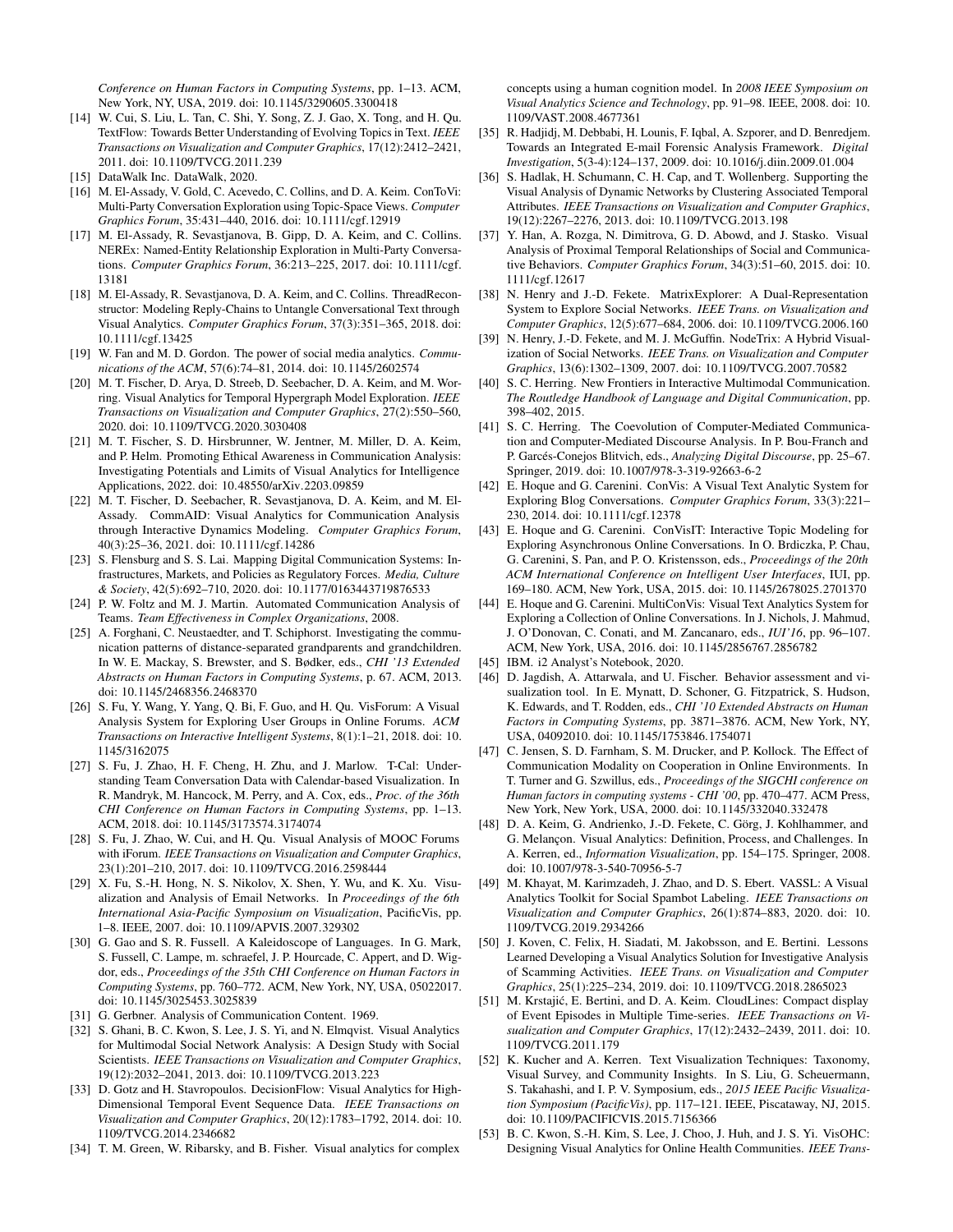*Conference on Human Factors in Computing Systems*, pp. 1–13. ACM, New York, NY, USA, 2019. doi: 10.1145/3290605.3300418

[14] W. Cui, S. Liu, L. Tan, C. Shi, Y. Song, Z. J. Gao, X. Tong, and H. Qu. TextFlow: Towards Better Understanding of Evolving Topics in Text. *IEEE Transactions on Visualization and Computer Graphics*, 17(12):2412–2421, 2011. doi: 10.1109/TVCG.2011.239

[15] DataWalk Inc. DataWalk, 2020.

[16] M. El-Assady, V. Gold, C. Acevedo, C. Collins, and D. A. Keim. ConToVi: Multi-Party Conversation Exploration using Topic-Space Views. *Computer Graphics Forum*, 35:431–440, 2016. doi: 10.1111/cgf.12919

[17] M. El-Assady, R. Sevastjanova, B. Gipp, D. A. Keim, and C. Collins. NEREx: Named-Entity Relationship Exploration in Multi-Party Conversations. *Computer Graphics Forum*, 36:213–225, 2017. doi: 10.1111/cgf.13181

[18] M. El-Assady, R. Sevastjanova, D. A. Keim, and C. Collins. ThreadReconstructor: Modeling Reply-Chains to Untangle Conversational Text through Visual Analytics. *Computer Graphics Forum*, 37(3):351–365, 2018. doi: 10.1111/cgf.13425

[19] W. Fan and M. D. Gordon. The power of social media analytics. *Communications of the ACM*, 57(6):74–81, 2014. doi: 10.1145/2602574

[20] M. T. Fischer, D. Arya, D. Streeb, D. Seebacher, D. A. Keim, and M. Worring. Visual Analytics for Temporal Hypergraph Model Exploration. *IEEE Transactions on Visualization and Computer Graphics*, 27(2):550–560, 2020. doi: 10.1109/TVCG.2020.3030408

[21] M. T. Fischer, S. D. Hirsbrunner, W. Jentner, M. Miller, D. A. Keim, and P. Helm. Promoting Ethical Awareness in Communication Analysis: Investigating Potentials and Limits of Visual Analytics for Intelligence Applications, 2022. doi: 10.48550/arXiv.2203.09859

[22] M. T. Fischer, D. Seebacher, R. Sevastjanova, D. A. Keim, and M. El-Assady. CommAID: Visual Analytics for Communication Analysis through Interactive Dynamics Modeling. *Computer Graphics Forum*, 40(3):25–36, 2021. doi: 10.1111/cgf.14286

[23] S. Flensburg and S. S. Lai. Mapping Digital Communication Systems: Infrastructures, Markets, and Policies as Regulatory Forces. *Media, Culture & Society*, 42(5):692–710, 2020. doi: 10.1177/0163443719876533

[24] P. W. Foltz and M. J. Martin. Automated Communication Analysis of Teams. *Team Effectiveness in Complex Organizations*, 2008.

[25] A. Forghani, C. Neustaedter, and T. Schiphorst. Investigating the communication patterns of distance-separated grandparents and grandchildren. In W. E. Mackay, S. Brewster, and S. Bødker, eds., *CHI '13 Extended Abstracts on Human Factors in Computing Systems*, p. 67. ACM, 2013. doi: 10.1145/2468356.2468370

[26] S. Fu, Y. Wang, Y. Yang, Q. Bi, F. Guo, and H. Qu. VisForum: A Visual Analysis System for Exploring User Groups in Online Forums. *ACM Transactions on Interactive Intelligent Systems*, 8(1):1–21, 2018. doi: 10.1145/3162075

[27] S. Fu, J. Zhao, H. F. Cheng, H. Zhu, and J. Marlow. T-Cal: Understanding Team Conversation Data with Calendar-based Visualization. In R. Mandryk, M. Hancock, M. Perry, and A. Cox, eds., *Proc. of the 36th CHI Conference on Human Factors in Computing Systems*, pp. 1–13. ACM, 2018. doi: 10.1145/3173574.3174074

[28] S. Fu, J. Zhao, W. Cui, and H. Qu. Visual Analysis of MOOC Forums with iForum. *IEEE Transactions on Visualization and Computer Graphics*, 23(1):201–210, 2017. doi: 10.1109/TVCG.2016.2598444

[29] X. Fu, S.-H. Hong, N. S. Nikolov, X. Shen, Y. Wu, and K. Xu. Visualization and Analysis of Email Networks. In *Proceedings of the 6th International Asia-Pacific Symposium on Visualization*, PacificVis, pp. 1–8. IEEE, 2007. doi: 10.1109/APVIS.2007.329302

[30] G. Gao and S. R. Fussell. A Kaleidoscope of Languages. In G. Mark, S. Fussell, C. Lampe, m. schraefel, J. P. Hourcade, C. Appert, and D. Wigdor, eds., *Proceedings of the 35th CHI Conference on Human Factors in Computing Systems*, pp. 760–772. ACM, New York, NY, USA, 05022017. doi: 10.1145/3025453.3025839

[31] G. Gerbner. Analysis of Communication Content. 1969.

[32] S. Ghani, B. C. Kwon, S. Lee, J. S. Yi, and N. Elmqvist. Visual Analytics for Multimodal Social Network Analysis: A Design Study with Social Scientists. *IEEE Transactions on Visualization and Computer Graphics*, 19(12):2032–2041, 2013. doi: 10.1109/TVCG.2013.223

[33] D. Gotz and H. Stavropoulos. DecisionFlow: Visual Analytics for High-Dimensional Temporal Event Sequence Data. *IEEE Transactions on Visualization and Computer Graphics*, 20(12):1783–1792, 2014. doi: 10.1109/TVCG.2014.2346682

[34] T. M. Green, W. Ribarsky, and B. Fisher. Visual analytics for complex concepts using a human cognition model. In *2008 IEEE Symposium on Visual Analytics Science and Technology*, pp. 91–98. IEEE, 2008. doi: 10.1109/VAST.2008.4677361

[35] R. Hadjidj, M. Debbabi, H. Lounis, F. Iqbal, A. Szporer, and D. Benredjem. Towards an Integrated E-mail Forensic Analysis Framework. *Digital Investigation*, 5(3-4):124–137, 2009. doi: 10.1016/j.diin.2009.01.004

[36] S. Hadlak, H. Schumann, C. H. Cap, and T. Wollenberg. Supporting the Visual Analysis of Dynamic Networks by Clustering Associated Temporal Attributes. *IEEE Transactions on Visualization and Computer Graphics*, 19(12):2267–2276, 2013. doi: 10.1109/TVCG.2013.198

[37] Y. Han, A. Rozga, N. Dimitrova, G. D. Abowd, and J. Stasko. Visual Analysis of Proximal Temporal Relationships of Social and Communicative Behaviors. *Computer Graphics Forum*, 34(3):51–60, 2015. doi: 10.1111/cgf.12617

[38] N. Henry and J.-D. Fekete. MatrixExplorer: A Dual-Representation System to Explore Social Networks. *IEEE Trans. on Visualization and Computer Graphics*, 12(5):677–684, 2006. doi: 10.1109/TVCG.2006.160

[39] N. Henry, J.-D. Fekete, and M. J. McGuffin. NodeTrix: A Hybrid Visualization of Social Networks. *IEEE Trans. on Visualization and Computer Graphics*, 13(6):1302–1309, 2007. doi: 10.1109/TVCG.2007.70582

[40] S. C. Herring. New Frontiers in Interactive Multimodal Communication. *The Routledge Handbook of Language and Digital Communication*, pp. 398–402, 2015.

[41] S. C. Herring. The Coevolution of Computer-Mediated Communication and Computer-Mediated Discourse Analysis. In P. Bou-Franch and P. Garcés-Conejos Blitvich, eds., *Analyzing Digital Discourse*, pp. 25–67. Springer, 2019. doi: 10.1007/978-3-319-92663-6-2

[42] E. Hoque and G. Carenini. ConVis: A Visual Text Analytic System for Exploring Blog Conversations. *Computer Graphics Forum*, 33(3):221–230, 2014. doi: 10.1111/cgf.12378

[43] E. Hoque and G. Carenini. ConVisIT: Interactive Topic Modeling for Exploring Asynchronous Online Conversations. In O. Brdiczka, P. Chau, G. Carenini, S. Pan, and P. O. Kristensson, eds., *Proceedings of the 20th ACM International Conference on Intelligent User Interfaces*, IUI, pp. 169–180. ACM, New York, USA, 2015. doi: 10.1145/2678025.2701370

[44] E. Hoque and G. Carenini. MultiConVis: Visual Text Analytics System for Exploring a Collection of Online Conversations. In J. Nichols, J. Mahmud, J. O'Donovan, C. Conati, and M. Zancanaro, eds., *IUI'16*, pp. 96–107. ACM, New York, USA, 2016. doi: 10.1145/2856767.2856782

[45] IBM. i2 Analyst's Notebook, 2020.

[46] D. Jagdish, A. Attarwala, and U. Fischer. Behavior assessment and visualization tool. In E. Mynatt, D. Schoner, G. Fitzpatrick, S. Hudson, K. Edwards, and T. Rodden, eds., *CHI '10 Extended Abstracts on Human Factors in Computing Systems*, pp. 3871–3876. ACM, New York, NY, USA, 04092010. doi: 10.1145/1753846.1754071

[47] C. Jensen, S. D. Farnham, S. M. Drucker, and P. Kollock. The Effect of Communication Modality on Cooperation in Online Environments. In T. Turner and G. Szwillus, eds., *Proceedings of the SIGCHI conference on Human factors in computing systems - CHI '00*, pp. 470–477. ACM Press, New York, New York, USA, 2000. doi: 10.1145/332040.332478

[48] D. A. Keim, G. Andrienko, J.-D. Fekete, C. Görg, J. Kohlhammer, and G. Melançon. Visual Analytics: Definition, Process, and Challenges. In A. Kerren, ed., *Information Visualization*, pp. 154–175. Springer, 2008. doi: 10.1007/978-3-540-70956-5-7

[49] M. Khayat, M. Karimzadeh, J. Zhao, and D. S. Ebert. VASSL: A Visual Analytics Toolkit for Social Spambot Labeling. *IEEE Transactions on Visualization and Computer Graphics*, 26(1):874–883, 2020. doi: 10.1109/TVCG.2019.2934266

[50] J. Koven, C. Felix, H. Siadati, M. Jakobsson, and E. Bertini. Lessons Learned Developing a Visual Analytics Solution for Investigative Analysis of Scamming Activities. *IEEE Trans. on Visualization and Computer Graphics*, 25(1):225–234, 2019. doi: 10.1109/TVCG.2018.2865023

[51] M. Krstajić, E. Bertini, and D. A. Keim. CloudLines: Compact display of Event Episodes in Multiple Time-series. *IEEE Transactions on Visualization and Computer Graphics*, 17(12):2432–2439, 2011. doi: 10.1109/TVCG.2011.179

[52] K. Kucher and A. Kerren. Text Visualization Techniques: Taxonomy, Visual Survey, and Community Insights. In S. Liu, G. Scheuermann, S. Takahashi, and I. P. V. Symposium, eds., *2015 IEEE Pacific Visualization Symposium (PacificVis)*, pp. 117–121. IEEE, Piscataway, NJ, 2015. doi: 10.1109/PACIFICVIS.2015.7156366

[53] B. C. Kwon, S.-H. Kim, S. Lee, J. Choo, J. Huh, and J. S. Yi. VisOHC: Designing Visual Analytics for Online Health Communities. *IEEE Trans-*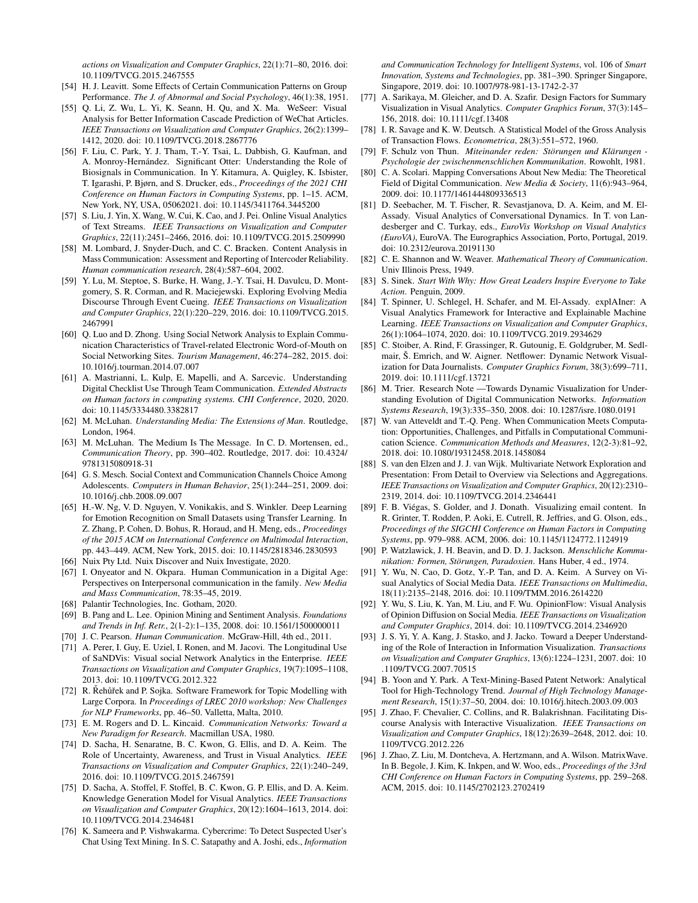*actions on Visualization and Computer Graphics*, 22(1):71–80, 2016. doi: 10.1109/TVCG.2015.2467555

[54] H. J. Leavitt. Some Effects of Certain Communication Patterns on Group Performance. *The J. of Abnormal and Social Psychology*, 46(1):38, 1951.

[55] Q. Li, Z. Wu, L. Yi, K. Seann, H. Qu, and X. Ma. WeSeer: Visual Analysis for Better Information Cascade Prediction of WeChat Articles. *IEEE Transactions on Visualization and Computer Graphics*, 26(2):1399–1412, 2020. doi: 10.1109/TVCG.2018.2867776

[56] F. Liu, C. Park, Y. J. Tham, T.-Y. Tsai, L. Dabbish, G. Kaufman, and A. Monroy-Hernández. Significant Otter: Understanding the Role of Biosignals in Communication. In Y. Kitamura, A. Quigley, K. Isbister, T. Igarashi, P. Bjørn, and S. Drucker, eds., *Proceedings of the 2021 CHI Conference on Human Factors in Computing Systems*, pp. 1–15. ACM, New York, NY, USA, 05062021. doi: 10.1145/3411764.3445200

[57] S. Liu, J. Yin, X. Wang, W. Cui, K. Cao, and J. Pei. Online Visual Analytics of Text Streams. *IEEE Transactions on Visualization and Computer Graphics*, 22(11):2451–2466, 2016. doi: 10.1109/TVCG.2015.2509990

[58] M. Lombard, J. Snyder-Duch, and C. C. Bracken. Content Analysis in Mass Communication: Assessment and Reporting of Intercoder Reliability. *Human communication research*, 28(4):587–604, 2002.

[59] Y. Lu, M. Steptoe, S. Burke, H. Wang, J.-Y. Tsai, H. Davulcu, D. Montgomery, S. R. Corman, and R. Maciejewski. Exploring Evolving Media Discourse Through Event Cueing. *IEEE Transactions on Visualization and Computer Graphics*, 22(1):220–229, 2016. doi: 10.1109/TVCG.2015.2467991

[60] Q. Luo and D. Zhong. Using Social Network Analysis to Explain Communication Characteristics of Travel-related Electronic Word-of-Mouth on Social Networking Sites. *Tourism Management*, 46:274–282, 2015. doi: 10.1016/j.tourman.2014.07.007

[61] A. Mastrianni, L. Kulp, E. Mapelli, and A. Sarcevic. Understanding Digital Checklist Use Through Team Communication. *Extended Abstracts on Human factors in computing systems. CHI Conference*, 2020, 2020. doi: 10.1145/3334480.3382817

[62] M. McLuhan. *Understanding Media: The Extensions of Man*. Routledge, London, 1964.

[63] M. McLuhan. The Medium Is The Message. In C. D. Mortensen, ed., *Communication Theory*, pp. 390–402. Routledge, 2017. doi: 10.4324/9781315080918-31

[64] G. S. Mesch. Social Context and Communication Channels Choice Among Adolescents. *Computers in Human Behavior*, 25(1):244–251, 2009. doi: 10.1016/j.chb.2008.09.007

[65] H.-W. Ng, V. D. Nguyen, V. Vonikakis, and S. Winkler. Deep Learning for Emotion Recognition on Small Datasets using Transfer Learning. In Z. Zhang, P. Cohen, D. Bohus, R. Horaud, and H. Meng, eds., *Proceedings of the 2015 ACM on International Conference on Multimodal Interaction*, pp. 443–449. ACM, New York, 2015. doi: 10.1145/2818346.2830593

[66] Nuix Pty Ltd. Nuix Discover and Nuix Investigate, 2020.

[67] I. Onyeator and N. Okpara. Human Communication in a Digital Age: Perspectives on Interpersonal communication in the family. *New Media and Mass Communication*, 78:35–45, 2019.

[68] Palantir Technologies, Inc. Gotham, 2020.

[69] B. Pang and L. Lee. Opinion Mining and Sentiment Analysis. *Foundations and Trends in Inf. Retr.*, 2(1-2):1–135, 2008. doi: 10.1561/1500000011

[70] J. C. Pearson. *Human Communication*. McGraw-Hill, 4th ed., 2011.

[71] A. Perer, I. Guy, E. Uziel, I. Ronen, and M. Jacovi. The Longitudinal Use of SaNDVis: Visual social Network Analytics in the Enterprise. *IEEE Transactions on Visualization and Computer Graphics*, 19(7):1095–1108, 2013. doi: 10.1109/TVCG.2012.322

[72] R. Řehůřek and P. Sojka. Software Framework for Topic Modelling with Large Corpora. In *Proceedings of LREC 2010 workshop: New Challenges for NLP Frameworks*, pp. 46–50. Valletta, Malta, 2010.

[73] E. M. Rogers and D. L. Kincaid. *Communication Networks: Toward a New Paradigm for Research*. Macmillan USA, 1980.

[74] D. Sacha, H. Senaratne, B. C. Kwon, G. Ellis, and D. A. Keim. The Role of Uncertainty, Awareness, and Trust in Visual Analytics. *IEEE Transactions on Visualization and Computer Graphics*, 22(1):240–249, 2016. doi: 10.1109/TVCG.2015.2467591

[75] D. Sacha, A. Stoffel, F. Stoffel, B. C. Kwon, G. P. Ellis, and D. A. Keim. Knowledge Generation Model for Visual Analytics. *IEEE Transactions on Visualization and Computer Graphics*, 20(12):1604–1613, 2014. doi: 10.1109/TVCG.2014.2346481

[76] K. Sameera and P. Vishwakarma. Cybercrime: To Detect Suspected User's Chat Using Text Mining. In S. C. Satapathy and A. Joshi, eds., *Information and Communication Technology for Intelligent Systems*, vol. 106 of *Smart Innovation, Systems and Technologies*, pp. 381–390. Springer Singapore, Singapore, 2019. doi: 10.1007/978-981-13-1742-2-37

[77] A. Sarikaya, M. Gleicher, and D. A. Szafir. Design Factors for Summary Visualization in Visual Analytics. *Computer Graphics Forum*, 37(3):145–156, 2018. doi: 10.1111/cgf.13408

[78] I. R. Savage and K. W. Deutsch. A Statistical Model of the Gross Analysis of Transaction Flows. *Econometrica*, 28(3):551–572, 1960.

[79] F. Schulz von Thun. *Miteinander reden: Störungen und Klärungen - Psychologie der zwischenmenschlichen Kommunikation*. Rowohlt, 1981.

[80] C. A. Scolari. Mapping Conversations About New Media: The Theoretical Field of Digital Communication. *New Media & Society*, 11(6):943–964, 2009. doi: 10.1177/1461444809336513

[81] D. Seebacher, M. T. Fischer, R. Sevastjanova, D. A. Keim, and M. El-Assady. Visual Analytics of Conversational Dynamics. In T. von Landesberger and C. Turkay, eds., *EuroVis Workshop on Visual Analytics (EuroVA)*, EuroVA. The Eurographics Association, Porto, Portugal, 2019. doi: 10.2312/eurova.20191130

[82] C. E. Shannon and W. Weaver. *Mathematical Theory of Communication*. Univ Illinois Press, 1949.

[83] S. Sinek. *Start With Why: How Great Leaders Inspire Everyone to Take Action*. Penguin, 2009.

[84] T. Spinner, U. Schlegel, H. Schafer, and M. El-Assady. explAIner: A Visual Analytics Framework for Interactive and Explainable Machine Learning. *IEEE Transactions on Visualization and Computer Graphics*, 26(1):1064–1074, 2020. doi: 10.1109/TVCG.2019.2934629

[85] C. Stoiber, A. Rind, F. Grassinger, R. Gutounig, E. Goldgruber, M. Sedlmair, Š. Emrich, and W. Aigner. Netflower: Dynamic Network Visualization for Data Journalists. *Computer Graphics Forum*, 38(3):699–711, 2019. doi: 10.1111/cgf.13721

[86] M. Trier. Research Note —Towards Dynamic Visualization for Understanding Evolution of Digital Communication Networks. *Information Systems Research*, 19(3):335–350, 2008. doi: 10.1287/isre.1080.0191

[87] W. van Atteveldt and T.-Q. Peng. When Communication Meets Computation: Opportunities, Challenges, and Pitfalls in Computational Communication Science. *Communication Methods and Measures*, 12(2-3):81–92, 2018. doi: 10.1080/19312458.2018.1458084

[88] S. van den Elzen and J. J. van Wijk. Multivariate Network Exploration and Presentation: From Detail to Overview via Selections and Aggregations. *IEEE Transactions on Visualization and Computer Graphics*, 20(12):2310–2319, 2014. doi: 10.1109/TVCG.2014.2346441

[89] F. B. Viégas, S. Golder, and J. Donath. Visualizing email content. In R. Grinter, T. Rodden, P. Aoki, E. Cutrell, R. Jeffries, and G. Olson, eds., *Proceedings of the SIGCHI Conference on Human Factors in Computing Systems*, pp. 979–988. ACM, 2006. doi: 10.1145/1124772.1124919

[90] P. Watzlawick, J. H. Beavin, and D. D. J. Jackson. *Menschliche Kommunikation: Formen, Störungen, Paradoxien*. Hans Huber, 4 ed., 1974.

[91] Y. Wu, N. Cao, D. Gotz, Y.-P. Tan, and D. A. Keim. A Survey on Visual Analytics of Social Media Data. *IEEE Transactions on Multimedia*, 18(11):2135–2148, 2016. doi: 10.1109/TMM.2016.2614220

[92] Y. Wu, S. Liu, K. Yan, M. Liu, and F. Wu. OpinionFlow: Visual Analysis of Opinion Diffusion on Social Media. *IEEE Transactions on Visualization and Computer Graphics*, 2014. doi: 10.1109/TVCG.2014.2346920

[93] J. S. Yi, Y. A. Kang, J. Stasko, and J. Jacko. Toward a Deeper Understanding of the Role of Interaction in Information Visualization. *Transactions on Visualization and Computer Graphics*, 13(6):1224–1231, 2007. doi: 10.1109/TVCG.2007.70515

[94] B. Yoon and Y. Park. A Text-Mining-Based Patent Network: Analytical Tool for High-Technology Trend. *Journal of High Technology Management Research*, 15(1):37–50, 2004. doi: 10.1016/j.hitech.2003.09.003

[95] J. Zhao, F. Chevalier, C. Collins, and R. Balakrishnan. Facilitating Discourse Analysis with Interactive Visualization. *IEEE Transactions on Visualization and Computer Graphics*, 18(12):2639–2648, 2012. doi: 10.1109/TVCG.2012.226

[96] J. Zhao, Z. Liu, M. Dontcheva, A. Hertzmann, and A. Wilson. MatrixWave. In B. Begole, J. Kim, K. Inkpen, and W. Woo, eds., *Proceedings of the 33rd CHI Conference on Human Factors in Computing Systems*, pp. 259–268. ACM, 2015. doi: 10.1145/2702123.2702419